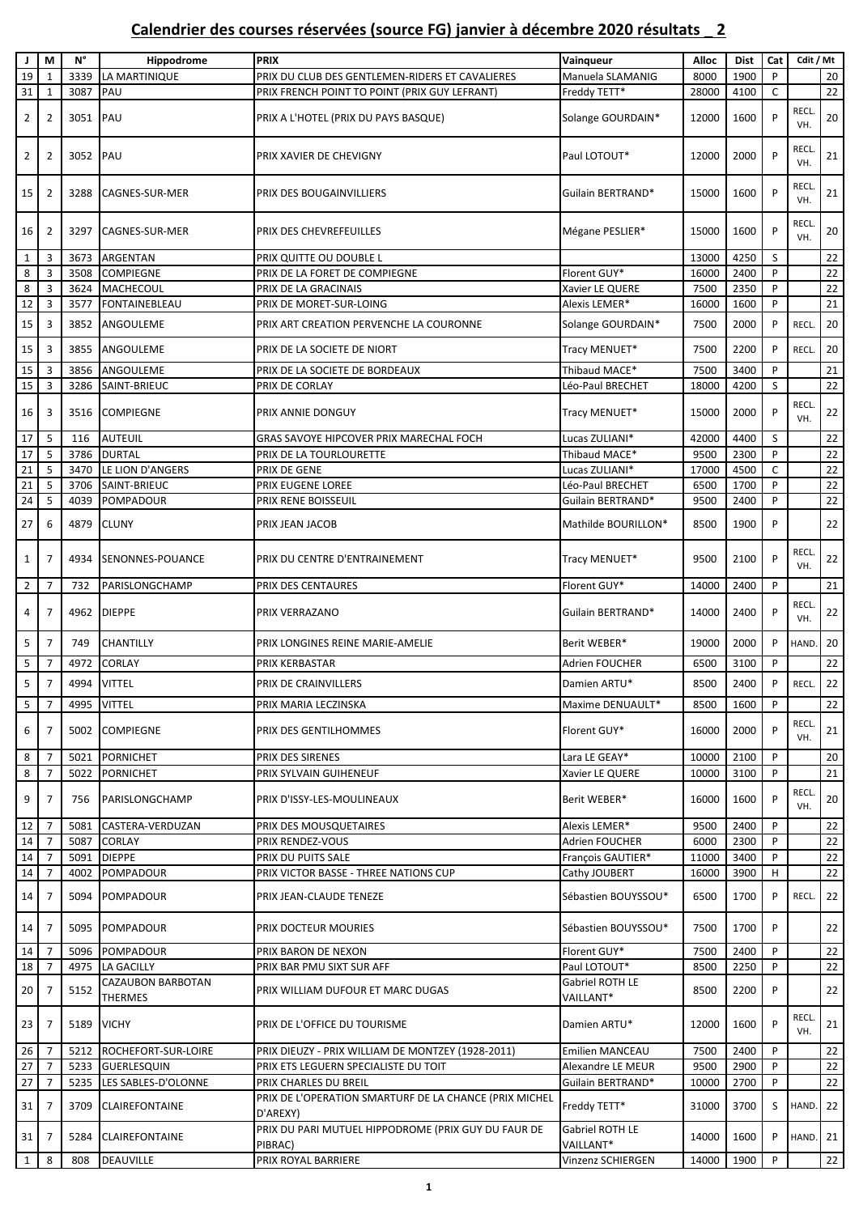# Calendrier des courses réservées (source FG) janvier à décembre 2020 résultats _ 2

| J | M | N° | Hippodrome | PRIX | Vainqueur | Alloc | Dist | Cat | Cdit / Mt | |
|---|---|---|---|---|---|---|---|---|---|---|
| 19 | 1 | 3339 | LA MARTINIQUE | PRIX DU CLUB DES GENTLEMEN-RIDERS ET CAVALIERES | Manuela SLAMANIG | 8000 | 1900 | P | | 20 |
| 31 | 1 | 3087 | PAU | PRIX FRENCH POINT TO POINT (PRIX GUY LEFRANT) | Freddy TETT* | 28000 | 4100 | C | | 22 |
| 2 | 2 | 3051 | PAU | PRIX A L'HOTEL (PRIX DU PAYS BASQUE) | Solange GOURDAIN* | 12000 | 1600 | P | RECL. VH. | 20 |
| 2 | 2 | 3052 | PAU | PRIX XAVIER DE CHEVIGNY | Paul LOTOUT* | 12000 | 2000 | P | RECL. VH. | 21 |
| 15 | 2 | 3288 | CAGNES-SUR-MER | PRIX DES BOUGAINVILLIERS | Guilain BERTRAND* | 15000 | 1600 | P | RECL. VH. | 21 |
| 16 | 2 | 3297 | CAGNES-SUR-MER | PRIX DES CHEVREFEUILLES | Mégane PESLIER* | 15000 | 1600 | P | RECL. VH. | 20 |
| 1 | 3 | 3673 | ARGENTAN | PRIX QUITTE OU DOUBLE L | | 13000 | 4250 | S | | 22 |
| 8 | 3 | 3508 | COMPIEGNE | PRIX DE LA FORET DE COMPIEGNE | Florent GUY* | 16000 | 2400 | P | | 22 |
| 8 | 3 | 3624 | MACHECOUL | PRIX DE LA GRACINAIS | Xavier LE QUERE | 7500 | 2350 | P | | 22 |
| 12 | 3 | 3577 | FONTAINEBLEAU | PRIX DE MORET-SUR-LOING | Alexis LEMER* | 16000 | 1600 | P | | 21 |
| 15 | 3 | 3852 | ANGOULEME | PRIX ART CREATION PERVENCHE LA COURONNE | Solange GOURDAIN* | 7500 | 2000 | P | RECL. | 20 |
| 15 | 3 | 3855 | ANGOULEME | PRIX DE LA SOCIETE DE NIORT | Tracy MENUET* | 7500 | 2200 | P | RECL. | 20 |
| 15 | 3 | 3856 | ANGOULEME | PRIX DE LA SOCIETE DE BORDEAUX | Thibaud MACE* | 7500 | 3400 | P | | 21 |
| 15 | 3 | 3286 | SAINT-BRIEUC | PRIX DE CORLAY | Léo-Paul BRECHET | 18000 | 4200 | S | | 22 |
| 16 | 3 | 3516 | COMPIEGNE | PRIX ANNIE DONGUY | Tracy MENUET* | 15000 | 2000 | P | RECL. VH. | 22 |
| 17 | 5 | 116 | AUTEUIL | GRAS SAVOYE HIPCOVER PRIX MARECHAL FOCH | Lucas ZULIANI* | 42000 | 4400 | S | | 22 |
| 17 | 5 | 3786 | DURTAL | PRIX DE LA TOURLOURETTE | Thibaud MACE* | 9500 | 2300 | P | | 22 |
| 21 | 5 | 3470 | LE LION D'ANGERS | PRIX DE GENE | Lucas ZULIANI* | 17000 | 4500 | C | | 22 |
| 21 | 5 | 3706 | SAINT-BRIEUC | PRIX EUGENE LOREE | Léo-Paul BRECHET | 6500 | 1700 | P | | 22 |
| 24 | 5 | 4039 | POMPADOUR | PRIX RENE BOISSEUIL | Guilain BERTRAND* | 9500 | 2400 | P | | 22 |
| 27 | 6 | 4879 | CLUNY | PRIX JEAN JACOB | Mathilde BOURILLON* | 8500 | 1900 | P | | 22 |
| 1 | 7 | 4934 | SENONNES-POUANCE | PRIX DU CENTRE D'ENTRAINEMENT | Tracy MENUET* | 9500 | 2100 | P | RECL. VH. | 22 |
| 2 | 7 | 732 | PARISLONGCHAMP | PRIX DES CENTAURES | Florent GUY* | 14000 | 2400 | P | | 21 |
| 4 | 7 | 4962 | DIEPPE | PRIX VERRAZANO | Guilain BERTRAND* | 14000 | 2400 | P | RECL. VH. | 22 |
| 5 | 7 | 749 | CHANTILLY | PRIX LONGINES REINE MARIE-AMELIE | Berit WEBER* | 19000 | 2000 | P | HAND. | 20 |
| 5 | 7 | 4972 | CORLAY | PRIX KERBASTAR | Adrien FOUCHER | 6500 | 3100 | P | | 22 |
| 5 | 7 | 4994 | VITTEL | PRIX DE CRAINVILLERS | Damien ARTU* | 8500 | 2400 | P | RECL. | 22 |
| 5 | 7 | 4995 | VITTEL | PRIX MARIA LECZINSKA | Maxime DENUAULT* | 8500 | 1600 | P | | 22 |
| 6 | 7 | 5002 | COMPIEGNE | PRIX DES GENTILHOMMES | Florent GUY* | 16000 | 2000 | P | RECL. VH. | 21 |
| 8 | 7 | 5021 | PORNICHET | PRIX DES SIRENES | Lara LE GEAY* | 10000 | 2100 | P | | 20 |
| 8 | 7 | 5022 | PORNICHET | PRIX SYLVAIN GUIHENEUF | Xavier LE QUERE | 10000 | 3100 | P | | 21 |
| 9 | 7 | 756 | PARISLONGCHAMP | PRIX D'ISSY-LES-MOULINEAUX | Berit WEBER* | 16000 | 1600 | P | RECL. VH. | 20 |
| 12 | 7 | 5081 | CASTERA-VERDUZAN | PRIX DES MOUSQUETAIRES | Alexis LEMER* | 9500 | 2400 | P | | 22 |
| 14 | 7 | 5087 | CORLAY | PRIX RENDEZ-VOUS | Adrien FOUCHER | 6000 | 2300 | P | | 22 |
| 14 | 7 | 5091 | DIEPPE | PRIX DU PUITS SALE | François GAUTIER* | 11000 | 3400 | P | | 22 |
| 14 | 7 | 4002 | POMPADOUR | PRIX VICTOR BASSE - THREE NATIONS CUP | Cathy JOUBERT | 16000 | 3900 | H | | 22 |
| 14 | 7 | 5094 | POMPADOUR | PRIX JEAN-CLAUDE TENEZE | Sébastien BOUYSSOU* | 6500 | 1700 | P | RECL. | 22 |
| 14 | 7 | 5095 | POMPADOUR | PRIX DOCTEUR MOURIES | Sébastien BOUYSSOU* | 7500 | 1700 | P | | 22 |
| 14 | 7 | 5096 | POMPADOUR | PRIX BARON DE NEXON | Florent GUY* | 7500 | 2400 | P | | 22 |
| 18 | 7 | 4975 | LA GACILLY | PRIX BAR PMU SIXT SUR AFF | Paul LOTOUT* | 8500 | 2250 | P | | 22 |
| 20 | 7 | 5152 | CAZAUBON BARBOTAN THERMES | PRIX WILLIAM DUFOUR ET MARC DUGAS | Gabriel ROTH LE VAILLANT* | 8500 | 2200 | P | | 22 |
| 23 | 7 | 5189 | VICHY | PRIX DE L'OFFICE DU TOURISME | Damien ARTU* | 12000 | 1600 | P | RECL. VH. | 21 |
| 26 | 7 | 5212 | ROCHEFORT-SUR-LOIRE | PRIX DIEUZY - PRIX WILLIAM DE MONTZEY (1928-2011) | Emilien MANCEAU | 7500 | 2400 | P | | 22 |
| 27 | 7 | 5233 | GUERLESQUIN | PRIX ETS LEGUERN SPECIALISTE DU TOIT | Alexandre LE MEUR | 9500 | 2900 | P | | 22 |
| 27 | 7 | 5235 | LES SABLES-D'OLONNE | PRIX CHARLES DU BREIL | Guilain BERTRAND* | 10000 | 2700 | P | | 22 |
| 31 | 7 | 3709 | CLAIREFONTAINE | PRIX DE L'OPERATION SMARTURF DE LA CHANCE (PRIX MICHEL D'AREXY) | Freddy TETT* | 31000 | 3700 | S | HAND. | 22 |
| 31 | 7 | 5284 | CLAIREFONTAINE | PRIX DU PARI MUTUEL HIPPODROME (PRIX GUY DU FAUR DE PIBRAC) | Gabriel ROTH LE VAILLANT* | 14000 | 1600 | P | HAND. | 21 |
| 1 | 8 | 808 | DEAUVILLE | PRIX ROYAL BARRIERE | Vinzenz SCHIERGEN | 14000 | 1900 | P | | 22 |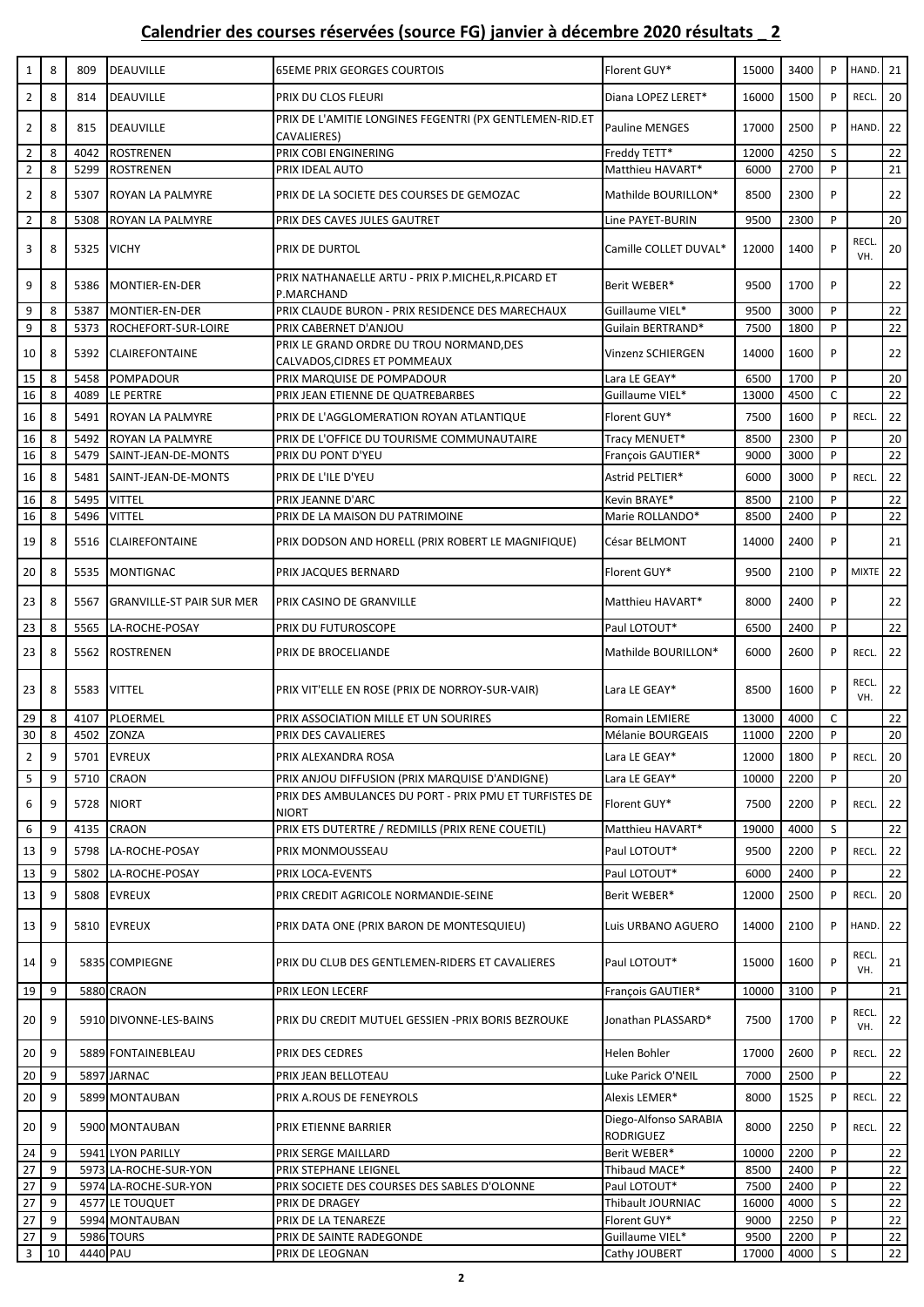# Calendrier des courses réservées (source FG) janvier à décembre 2020 résultats _ 2

| | | | | | | | | | | |
|---|---|---|---|---|---|---|---|---|---|---|
| 1 | 8 | 809 | DEAUVILLE | 65EME PRIX GEORGES COURTOIS | Florent GUY* | 15000 | 3400 | P | HAND. | 21 |
| 2 | 8 | 814 | DEAUVILLE | PRIX DU CLOS FLEURI | Diana LOPEZ LERET* | 16000 | 1500 | P | RECL. | 20 |
| 2 | 8 | 815 | DEAUVILLE | PRIX DE L'AMITIE LONGINES FEGENTRI (PX GENTLEMEN-RID.ET CAVALIERES) | Pauline MENGES | 17000 | 2500 | P | HAND. | 22 |
| 2 | 8 | 4042 | ROSTRENEN | PRIX COBI ENGINERING | Freddy TETT* | 12000 | 4250 | S | | 22 |
| 2 | 8 | 5299 | ROSTRENEN | PRIX IDEAL AUTO | Matthieu HAVART* | 6000 | 2700 | P | | 21 |
| 2 | 8 | 5307 | ROYAN LA PALMYRE | PRIX DE LA SOCIETE DES COURSES DE GEMOZAC | Mathilde BOURILLON* | 8500 | 2300 | P | | 22 |
| 2 | 8 | 5308 | ROYAN LA PALMYRE | PRIX DES CAVES JULES GAUTRET | Line PAYET-BURIN | 9500 | 2300 | P | | 20 |
| 3 | 8 | 5325 | VICHY | PRIX DE DURTOL | Camille COLLET DUVAL* | 12000 | 1400 | P | RECL. VH. | 20 |
| 9 | 8 | 5386 | MONTIER-EN-DER | PRIX NATHANAELLE ARTU - PRIX P.MICHEL,R.PICARD ET P.MARCHAND | Berit WEBER* | 9500 | 1700 | P | | 22 |
| 9 | 8 | 5387 | MONTIER-EN-DER | PRIX CLAUDE BURON - PRIX RESIDENCE DES MARECHAUX | Guillaume VIEL* | 9500 | 3000 | P | | 22 |
| 9 | 8 | 5373 | ROCHEFORT-SUR-LOIRE | PRIX CABERNET D'ANJOU | Guilain BERTRAND* | 7500 | 1800 | P | | 22 |
| 10 | 8 | 5392 | CLAIREFONTAINE | PRIX LE GRAND ORDRE DU TROU NORMAND,DES CALVADOS,CIDRES ET POMMEAUX | Vinzenz SCHIERGEN | 14000 | 1600 | P | | 22 |
| 15 | 8 | 5458 | POMPADOUR | PRIX MARQUISE DE POMPADOUR | Lara LE GEAY* | 6500 | 1700 | P | | 20 |
| 16 | 8 | 4089 | LE PERTRE | PRIX JEAN ETIENNE DE QUATREBARBES | Guillaume VIEL* | 13000 | 4500 | C | | 22 |
| 16 | 8 | 5491 | ROYAN LA PALMYRE | PRIX DE L'AGGLOMERATION ROYAN ATLANTIQUE | Florent GUY* | 7500 | 1600 | P | RECL. | 22 |
| 16 | 8 | 5492 | ROYAN LA PALMYRE | PRIX DE L'OFFICE DU TOURISME COMMUNAUTAIRE | Tracy MENUET* | 8500 | 2300 | P | | 20 |
| 16 | 8 | 5479 | SAINT-JEAN-DE-MONTS | PRIX DU PONT D'YEU | François GAUTIER* | 9000 | 3000 | P | | 22 |
| 16 | 8 | 5481 | SAINT-JEAN-DE-MONTS | PRIX DE L'ILE D'YEU | Astrid PELTIER* | 6000 | 3000 | P | RECL. | 22 |
| 16 | 8 | 5495 | VITTEL | PRIX JEANNE D'ARC | Kevin BRAYE* | 8500 | 2100 | P | | 22 |
| 16 | 8 | 5496 | VITTEL | PRIX DE LA MAISON DU PATRIMOINE | Marie ROLLANDO* | 8500 | 2400 | P | | 22 |
| 19 | 8 | 5516 | CLAIREFONTAINE | PRIX DODSON AND HORELL (PRIX ROBERT LE MAGNIFIQUE) | César BELMONT | 14000 | 2400 | P | | 21 |
| 20 | 8 | 5535 | MONTIGNAC | PRIX JACQUES BERNARD | Florent GUY* | 9500 | 2100 | P | MIXTE | 22 |
| 23 | 8 | 5567 | GRANVILLE-ST PAIR SUR MER | PRIX CASINO DE GRANVILLE | Matthieu HAVART* | 8000 | 2400 | P | | 22 |
| 23 | 8 | 5565 | LA-ROCHE-POSAY | PRIX DU FUTUROSCOPE | Paul LOTOUT* | 6500 | 2400 | P | | 22 |
| 23 | 8 | 5562 | ROSTRENEN | PRIX DE BROCELIANDE | Mathilde BOURILLON* | 6000 | 2600 | P | RECL. | 22 |
| 23 | 8 | 5583 | VITTEL | PRIX VIT'ELLE EN ROSE (PRIX DE NORROY-SUR-VAIR) | Lara LE GEAY* | 8500 | 1600 | P | RECL. VH. | 22 |
| 29 | 8 | 4107 | PLOERMEL | PRIX ASSOCIATION MILLE ET UN SOURIRES | Romain LEMIERE | 13000 | 4000 | C | | 22 |
| 30 | 8 | 4502 | ZONZA | PRIX DES CAVALIERES | Mélanie BOURGEAIS | 11000 | 2200 | P | | 20 |
| 2 | 9 | 5701 | EVREUX | PRIX ALEXANDRA ROSA | Lara LE GEAY* | 12000 | 1800 | P | RECL. | 20 |
| 5 | 9 | 5710 | CRAON | PRIX ANJOU DIFFUSION (PRIX MARQUISE D'ANDIGNE) | Lara LE GEAY* | 10000 | 2200 | P | | 20 |
| 6 | 9 | 5728 | NIORT | PRIX DES AMBULANCES DU PORT - PRIX PMU ET TURFISTES DE NIORT | Florent GUY* | 7500 | 2200 | P | RECL. | 22 |
| 6 | 9 | 4135 | CRAON | PRIX ETS DUTERTRE / REDMILLS (PRIX RENE COUETIL) | Matthieu HAVART* | 19000 | 4000 | S | | 22 |
| 13 | 9 | 5798 | LA-ROCHE-POSAY | PRIX MONMOUSSEAU | Paul LOTOUT* | 9500 | 2200 | P | RECL. | 22 |
| 13 | 9 | 5802 | LA-ROCHE-POSAY | PRIX LOCA-EVENTS | Paul LOTOUT* | 6000 | 2400 | P | | 22 |
| 13 | 9 | 5808 | EVREUX | PRIX CREDIT AGRICOLE NORMANDIE-SEINE | Berit WEBER* | 12000 | 2500 | P | RECL. | 20 |
| 13 | 9 | 5810 | EVREUX | PRIX DATA ONE (PRIX BARON DE MONTESQUIEU) | Luis URBANO AGUERO | 14000 | 2100 | P | HAND. | 22 |
| 14 | 9 | 5835 | COMPIEGNE | PRIX DU CLUB DES GENTLEMEN-RIDERS ET CAVALIERES | Paul LOTOUT* | 15000 | 1600 | P | RECL. VH. | 21 |
| 19 | 9 | 5880 | CRAON | PRIX LEON LECERF | François GAUTIER* | 10000 | 3100 | P | | 21 |
| 20 | 9 | 5910 | DIVONNE-LES-BAINS | PRIX DU CREDIT MUTUEL GESSIEN -PRIX BORIS BEZROUKE | Jonathan PLASSARD* | 7500 | 1700 | P | RECL. VH. | 22 |
| 20 | 9 | 5889 | FONTAINEBLEAU | PRIX DES CEDRES | Helen Bohler | 17000 | 2600 | P | RECL. | 22 |
| 20 | 9 | 5897 | JARNAC | PRIX JEAN BELLOTEAU | Luke Parick O'NEIL | 7000 | 2500 | P | | 22 |
| 20 | 9 | 5899 | MONTAUBAN | PRIX A.ROUS DE FENEYROLS | Alexis LEMER* | 8000 | 1525 | P | RECL. | 22 |
| 20 | 9 | 5900 | MONTAUBAN | PRIX ETIENNE BARRIER | Diego-Alfonso SARABIA RODRIGUEZ | 8000 | 2250 | P | RECL. | 22 |
| 24 | 9 | 5941 | LYON PARILLY | PRIX SERGE MAILLARD | Berit WEBER* | 10000 | 2200 | P | | 22 |
| 27 | 9 | 5973 | LA-ROCHE-SUR-YON | PRIX STEPHANE LEIGNEL | Thibaud MACE* | 8500 | 2400 | P | | 22 |
| 27 | 9 | 5974 | LA-ROCHE-SUR-YON | PRIX SOCIETE DES COURSES DES SABLES D'OLONNE | Paul LOTOUT* | 7500 | 2400 | P | | 22 |
| 27 | 9 | 4577 | LE TOUQUET | PRIX DE DRAGEY | Thibault JOURNIAC | 16000 | 4000 | S | | 22 |
| 27 | 9 | 5994 | MONTAUBAN | PRIX DE LA TENAREZE | Florent GUY* | 9000 | 2250 | P | | 22 |
| 27 | 9 | 5986 | TOURS | PRIX DE SAINTE RADEGONDE | Guillaume VIEL* | 9500 | 2200 | P | | 22 |
| 3 | 10 | 4440 | PAU | PRIX DE LEOGNAN | Cathy JOUBERT | 17000 | 4000 | S | | 22 |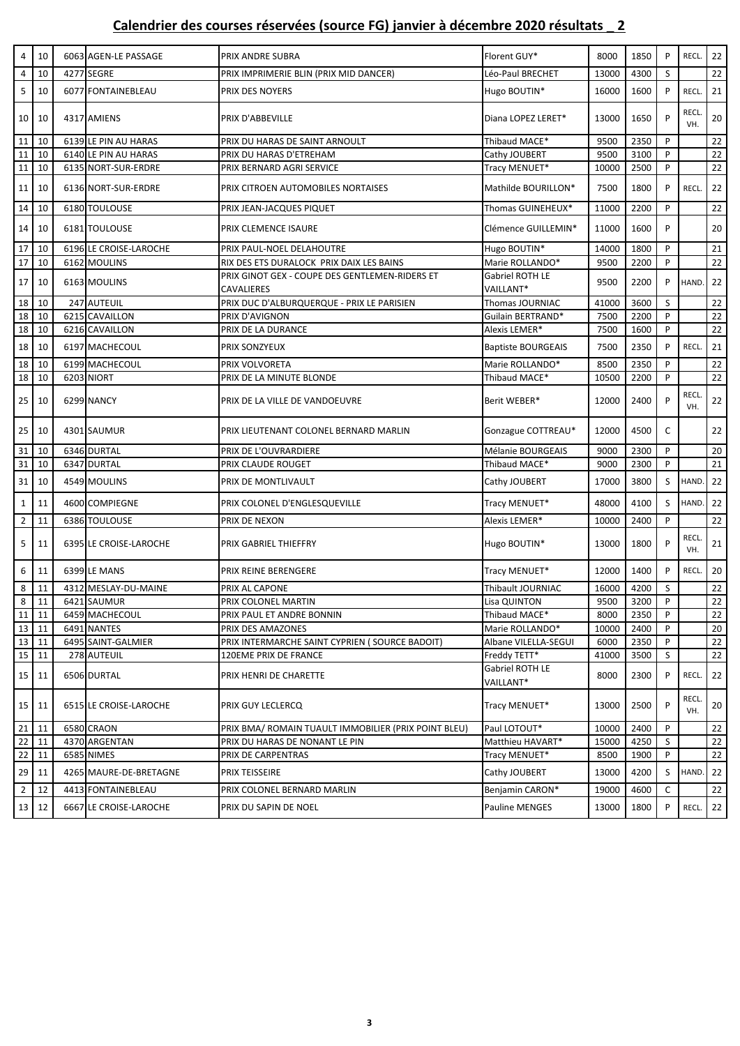## Calendrier des courses réservées (source FG) janvier à décembre 2020 résultats _ 2

| | | | | | | | | | | |
|---|---|---|---|---|---|---|---|---|---|---|
| 4 | 10 | 6063 | AGEN-LE PASSAGE | PRIX ANDRE SUBRA | Florent GUY* | 8000 | 1850 | P | RECL. | 22 |
| 4 | 10 | 4277 | SEGRE | PRIX IMPRIMERIE BLIN (PRIX MID DANCER) | Léo-Paul BRECHET | 13000 | 4300 | S | | 22 |
| 5 | 10 | 6077 | FONTAINEBLEAU | PRIX DES NOYERS | Hugo BOUTIN* | 16000 | 1600 | P | RECL. | 21 |
| 10 | 10 | 4317 | AMIENS | PRIX D'ABBEVILLE | Diana LOPEZ LERET* | 13000 | 1650 | P | RECL. VH. | 20 |
| 11 | 10 | 6139 | LE PIN AU HARAS | PRIX DU HARAS DE SAINT ARNOULT | Thibaud MACE* | 9500 | 2350 | P | | 22 |
| 11 | 10 | 6140 | LE PIN AU HARAS | PRIX DU HARAS D'ETREHAM | Cathy JOUBERT | 9500 | 3100 | P | | 22 |
| 11 | 10 | 6135 | NORT-SUR-ERDRE | PRIX BERNARD AGRI SERVICE | Tracy MENUET* | 10000 | 2500 | P | | 22 |
| 11 | 10 | 6136 | NORT-SUR-ERDRE | PRIX CITROEN AUTOMOBILES NORTAISES | Mathilde BOURILLON* | 7500 | 1800 | P | RECL. | 22 |
| 14 | 10 | 6180 | TOULOUSE | PRIX JEAN-JACQUES PIQUET | Thomas GUINEHEUX* | 11000 | 2200 | P | | 22 |
| 14 | 10 | 6181 | TOULOUSE | PRIX CLEMENCE ISAURE | Clémence GUILLEMIN* | 11000 | 1600 | P | | 20 |
| 17 | 10 | 6196 | LE CROISE-LAROCHE | PRIX PAUL-NOEL DELAHOUTRE | Hugo BOUTIN* | 14000 | 1800 | P | | 21 |
| 17 | 10 | 6162 | MOULINS | RIX DES ETS DURALOCK PRIX DAIX LES BAINS | Marie ROLLANDO* | 9500 | 2200 | P | | 22 |
| 17 | 10 | 6163 | MOULINS | PRIX GINOT GEX - COUPE DES GENTLEMEN-RIDERS ET CAVALIERES | Gabriel ROTH LE VAILLANT* | 9500 | 2200 | P | HAND. | 22 |
| 18 | 10 | 247 | AUTEUIL | PRIX DUC D'ALBURQUERQUE - PRIX LE PARISIEN | Thomas JOURNIAC | 41000 | 3600 | S | | 22 |
| 18 | 10 | 6215 | CAVAILLON | PRIX D'AVIGNON | Guilain BERTRAND* | 7500 | 2200 | P | | 22 |
| 18 | 10 | 6216 | CAVAILLON | PRIX DE LA DURANCE | Alexis LEMER* | 7500 | 1600 | P | | 22 |
| 18 | 10 | 6197 | MACHECOUL | PRIX SONZYEUX | Baptiste BOURGEAIS | 7500 | 2350 | P | RECL. | 21 |
| 18 | 10 | 6199 | MACHECOUL | PRIX VOLVORETA | Marie ROLLANDO* | 8500 | 2350 | P | | 22 |
| 18 | 10 | 6203 | NIORT | PRIX DE LA MINUTE BLONDE | Thibaud MACE* | 10500 | 2200 | P | | 22 |
| 25 | 10 | 6299 | NANCY | PRIX DE LA VILLE DE VANDOEUVRE | Berit WEBER* | 12000 | 2400 | P | RECL. VH. | 22 |
| 25 | 10 | 4301 | SAUMUR | PRIX LIEUTENANT COLONEL BERNARD MARLIN | Gonzague COTTREAU* | 12000 | 4500 | C | | 22 |
| 31 | 10 | 6346 | DURTAL | PRIX DE L'OUVRARDIERE | Mélanie BOURGEAIS | 9000 | 2300 | P | | 20 |
| 31 | 10 | 6347 | DURTAL | PRIX CLAUDE ROUGET | Thibaud MACE* | 9000 | 2300 | P | | 21 |
| 31 | 10 | 4549 | MOULINS | PRIX DE MONTLIVAULT | Cathy JOUBERT | 17000 | 3800 | S | HAND. | 22 |
| 1 | 11 | 4600 | COMPIEGNE | PRIX COLONEL D'ENGLESQUEVILLE | Tracy MENUET* | 48000 | 4100 | S | HAND. | 22 |
| 2 | 11 | 6386 | TOULOUSE | PRIX DE NEXON | Alexis LEMER* | 10000 | 2400 | P | | 22 |
| 5 | 11 | 6395 | LE CROISE-LAROCHE | PRIX GABRIEL THIEFFRY | Hugo BOUTIN* | 13000 | 1800 | P | RECL. VH. | 21 |
| 6 | 11 | 6399 | LE MANS | PRIX REINE BERENGERE | Tracy MENUET* | 12000 | 1400 | P | RECL. | 20 |
| 8 | 11 | 4312 | MESLAY-DU-MAINE | PRIX AL CAPONE | Thibault JOURNIAC | 16000 | 4200 | S | | 22 |
| 8 | 11 | 6421 | SAUMUR | PRIX COLONEL MARTIN | Lisa QUINTON | 9500 | 3200 | P | | 22 |
| 11 | 11 | 6459 | MACHECOUL | PRIX PAUL ET ANDRE BONNIN | Thibaud MACE* | 8000 | 2350 | P | | 22 |
| 13 | 11 | 6491 | NANTES | PRIX DES AMAZONES | Marie ROLLANDO* | 10000 | 2400 | P | | 20 |
| 13 | 11 | 6495 | SAINT-GALMIER | PRIX INTERMARCHE SAINT CYPRIEN ( SOURCE BADOIT) | Albane VILELLA-SEGUI | 6000 | 2350 | P | | 22 |
| 15 | 11 | 278 | AUTEUIL | 120EME PRIX DE FRANCE | Freddy TETT* | 41000 | 3500 | S | | 22 |
| 15 | 11 | 6506 | DURTAL | PRIX HENRI DE CHARETTE | Gabriel ROTH LE VAILLANT* | 8000 | 2300 | P | RECL. | 22 |
| 15 | 11 | 6515 | LE CROISE-LAROCHE | PRIX GUY LECLERCQ | Tracy MENUET* | 13000 | 2500 | P | RECL. VH. | 20 |
| 21 | 11 | 6580 | CRAON | PRIX BMA/ ROMAIN TUAULT IMMOBILIER (PRIX POINT BLEU) | Paul LOTOUT* | 10000 | 2400 | P | | 22 |
| 22 | 11 | 4370 | ARGENTAN | PRIX DU HARAS DE NONANT LE PIN | Matthieu HAVART* | 15000 | 4250 | S | | 22 |
| 22 | 11 | 6585 | NIMES | PRIX DE CARPENTRAS | Tracy MENUET* | 8500 | 1900 | P | | 22 |
| 29 | 11 | 4265 | MAURE-DE-BRETAGNE | PRIX TEISSEIRE | Cathy JOUBERT | 13000 | 4200 | S | HAND. | 22 |
| 2 | 12 | 4413 | FONTAINEBLEAU | PRIX COLONEL BERNARD MARLIN | Benjamin CARON* | 19000 | 4600 | C | | 22 |
| 13 | 12 | 6667 | LE CROISE-LAROCHE | PRIX DU SAPIN DE NOEL | Pauline MENGES | 13000 | 1800 | P | RECL. | 22 |